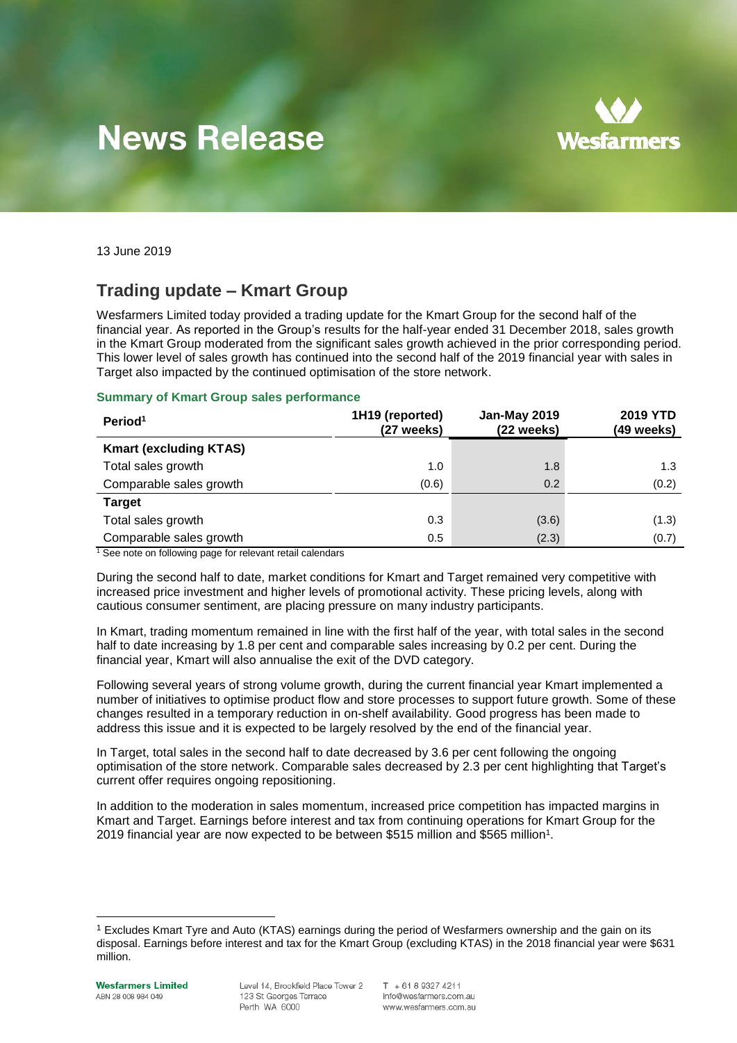# News Release

13 June 2019

## Trading update – Kmart Group

Wesfarmers Limited today provided a trading update for the Kmart Group for the second half of the financial year. As reported in the Group's results for the half-year ended 31 December 2018, sales growth in the Kmart Group moderated from the significant sales growth achieved in the prior corresponding period. This lower level of sales growth has continued into the second half of the 2019 financial year with sales in Target also impacted by the continued optimisation of the store network.

### Summary of Kmart Group sales performance

| Period[1] | 1H19 (reported) (27 weeks) | Jan-May 2019 (22 weeks) | 2019 YTD (49 weeks) |
|---|---|---|---|
| **Kmart (excluding KTAS)** | | | |
| Total sales growth | 1.0 | 1.8 | 1.3 |
| Comparable sales growth | (0.6) | 0.2 | (0.2) |
| **Target** | | | |
| Total sales growth | 0.3 | (3.6) | (1.3) |
| Comparable sales growth | 0.5 | (2.3) | (0.7) |

[1] See note on following page for relevant retail calendars

During the second half to date, market conditions for Kmart and Target remained very competitive with increased price investment and higher levels of promotional activity. These pricing levels, along with cautious consumer sentiment, are placing pressure on many industry participants.

In Kmart, trading momentum remained in line with the first half of the year, with total sales in the second half to date increasing by 1.8 per cent and comparable sales increasing by 0.2 per cent. During the financial year, Kmart will also annualise the exit of the DVD category.

Following several years of strong volume growth, during the current financial year Kmart implemented a number of initiatives to optimise product flow and store processes to support future growth. Some of these changes resulted in a temporary reduction in on-shelf availability. Good progress has been made to address this issue and it is expected to be largely resolved by the end of the financial year.

In Target, total sales in the second half to date decreased by 3.6 per cent following the ongoing optimisation of the store network. Comparable sales decreased by 2.3 per cent highlighting that Target's current offer requires ongoing repositioning.

In addition to the moderation in sales momentum, increased price competition has impacted margins in Kmart and Target. Earnings before interest and tax from continuing operations for Kmart Group for the 2019 financial year are now expected to be between $515 million and $565 million[1].

[1] Excludes Kmart Tyre and Auto (KTAS) earnings during the period of Wesfarmers ownership and the gain on its disposal. Earnings before interest and tax for the Kmart Group (excluding KTAS) in the 2018 financial year were $631 million.

**Wesfarmers Limited**
ABN 28 008 984 049

Level 14, Brookfield Place Tower 2
123 St Georges Terrace
Perth WA 6000

T + 61 8 9327 4211
info@wesfarmers.com.au
www.wesfarmers.com.au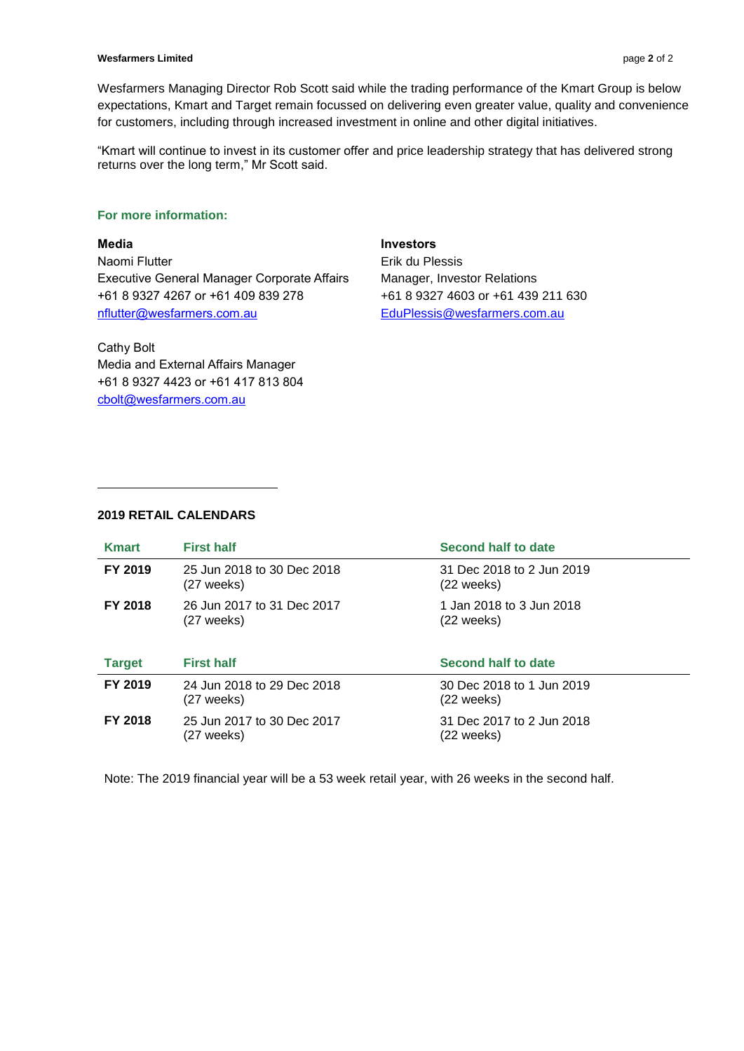Wesfarmers Managing Director Rob Scott said while the trading performance of the Kmart Group is below expectations, Kmart and Target remain focussed on delivering even greater value, quality and convenience for customers, including through increased investment in online and other digital initiatives.

"Kmart will continue to invest in its customer offer and price leadership strategy that has delivered strong returns over the long term," Mr Scott said.

**For more information:**

**Media**
Naomi Flutter
Executive General Manager Corporate Affairs
+61 8 9327 4267 or +61 409 839 278
nflutter@wesfarmers.com.au

Cathy Bolt
Media and External Affairs Manager
+61 8 9327 4423 or +61 417 813 804
cbolt@wesfarmers.com.au

**Investors**
Erik du Plessis
Manager, Investor Relations
+61 8 9327 4603 or +61 439 211 630
EduPlessis@wesfarmers.com.au

---

**2019 RETAIL CALENDARS**

| Kmart | First half | Second half to date |
|---|---|---|
| **FY 2019** | 25 Jun 2018 to 30 Dec 2018 (27 weeks) | 31 Dec 2018 to 2 Jun 2019 (22 weeks) |
| **FY 2018** | 26 Jun 2017 to 31 Dec 2017 (27 weeks) | 1 Jan 2018 to 3 Jun 2018 (22 weeks) |

| Target | First half | Second half to date |
|---|---|---|
| **FY 2019** | 24 Jun 2018 to 29 Dec 2018 (27 weeks) | 30 Dec 2018 to 1 Jun 2019 (22 weeks) |
| **FY 2018** | 25 Jun 2017 to 30 Dec 2017 (27 weeks) | 31 Dec 2017 to 2 Jun 2018 (22 weeks) |

Note: The 2019 financial year will be a 53 week retail year, with 26 weeks in the second half.